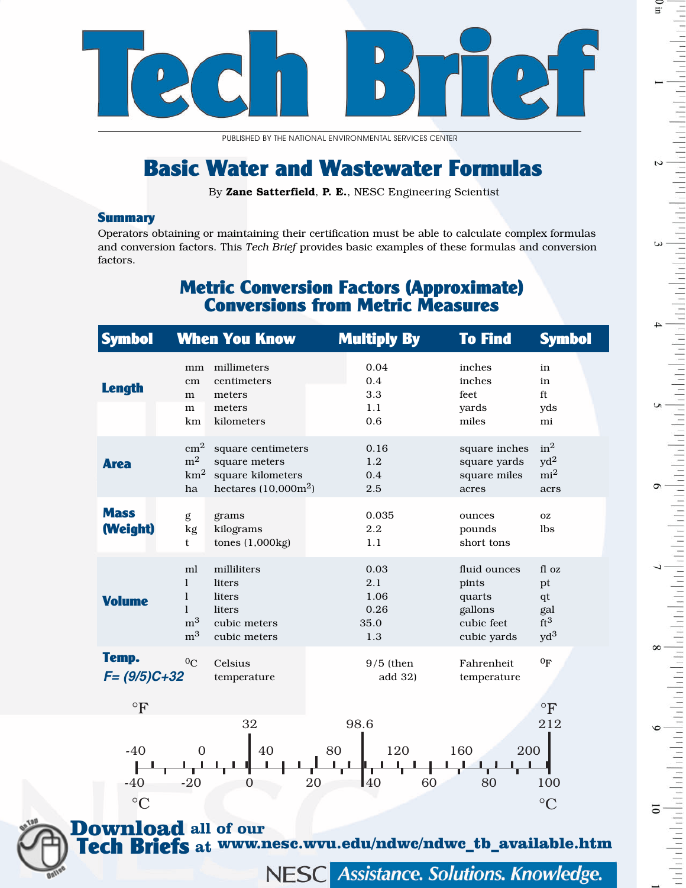# Tech Brief

PUBLISHED BY THE NATIONAL ENVIRONMENTAL SERVICES CENTER

## Basic Water and Wastewater Formulas

By **Zane Satterfield**, **P. E.**, NESC Engineering Scientist

### Summary

Operators obtaining or maintaining their certification must be able to calculate complex formulas and conversion factors. This *Tech Brief* provides basic examples of these formulas and conversion factors.

## Metric Conversion Factors (Approximate) Conversions from Metric Measures

| | Symbol | When You Know | Multiply By | To Find | Symbol |
|---|---|---|---|---|---|
| **Length** | mm | millimeters | 0.04 | inches | in |
| | cm | centimeters | 0.4 | inches | in |
| | m | meters | 3.3 | feet | ft |
| | m | meters | 1.1 | yards | yds |
| | km | kilometers | 0.6 | miles | mi |
| **Area** | $cm^2$ | square centimeters | 0.16 | square inches | $in^2$ |
| | $m^2$ | square meters | 1.2 | square yards | $yd^2$ |
| | $km^2$ | square kilometers | 0.4 | square miles | $mi^2$ |
| | ha | hectares (10,000$m^2$) | 2.5 | acres | acrs |
| **Mass (Weight)** | g | grams | 0.035 | ounces | oz |
| | kg | kilograms | 2.2 | pounds | lbs |
| | t | tones (1,000kg) | 1.1 | short tons | |
| **Volume** | ml | milliliters | 0.03 | fluid ounces | fl oz |
| | l | liters | 2.1 | pints | pt |
| | l | liters | 1.06 | quarts | qt |
| | l | liters | 0.26 | gallons | gal |
| | $m^3$ | cubic meters | 35.0 | cubic feet | $ft^3$ |
| | $m^3$ | cubic meters | 1.3 | cubic yards | $yd^3$ |
| **Temp.** *F= (9/5)C+32* | $^0C$ | Celsius temperature | 9/5 (then add 32) | Fahrenheit temperature | $^0F$ |

°F: -40, 0, 32, 40, 80, 98.6, 120, 160, 200, 212

°C: -40, -20, 0, 20, 40, 60, 80, 100

**Download** all of our **Tech Briefs** at www.nesc.wvu.edu/ndwc/ndwc_tb_available.htm

NESC *Assistance. Solutions. Knowledge.*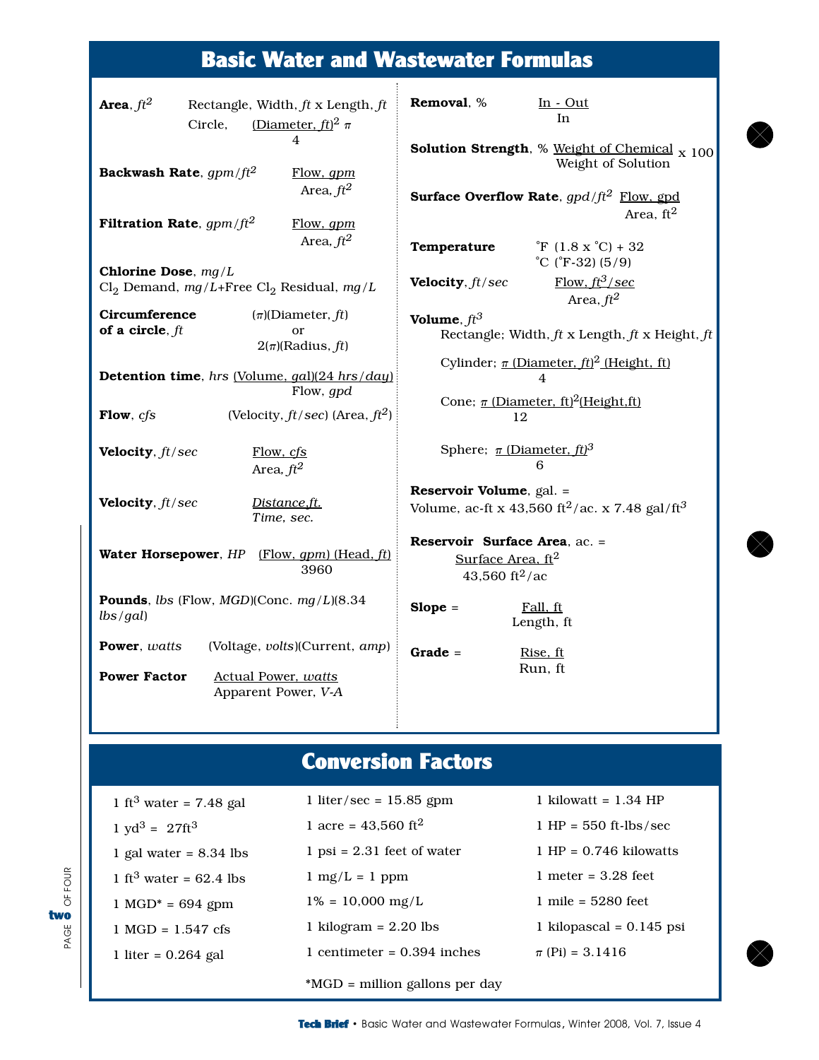# Basic Water and Wastewater Formulas

**Area**, $ft^2$
- Rectangle, Width, *ft* x Length, *ft*
- Circle, $\frac{(\text{Diameter, } ft)^2 \pi}{4}$

**Backwash Rate**, $gpm/ft^2$ $\frac{\text{Flow, } gpm}{\text{Area, } ft^2}$

**Filtration Rate**, $gpm/ft^2$ $\frac{\text{Flow, } gpm}{\text{Area, } ft^2}$

**Chlorine Dose**, *mg/L*
$Cl_2$ Demand, *mg/L*+Free $Cl_2$ Residual, *mg/L*

**Circumference of a circle**, *ft* ($\pi$)(Diameter, *ft*) or 2($\pi$)(Radius, *ft*)

**Detention time**, *hrs* $\frac{(\text{Volume, } gal)(24\ hrs/day)}{\text{Flow, } gpd}$

**Flow**, *cfs* (Velocity, *ft/sec*) (Area, $ft^2$)

**Velocity**, *ft/sec* $\frac{\text{Flow, } cfs}{\text{Area, } ft^2}$

**Velocity**, *ft/sec* $\frac{\text{Distance, ft.}}{\text{Time, sec.}}$

**Water Horsepower**, *HP* $\frac{(\text{Flow, } gpm)\ (\text{Head, } ft)}{3960}$

**Pounds**, *lbs* (Flow, *MGD*)(Conc. *mg/L*)(8.34 *lbs/gal*)

**Power**, *watts* (Voltage, *volts*)(Current, *amp*)

**Power Factor** $\frac{\text{Actual Power, } watts}{\text{Apparent Power, } V\text{-}A}$

**Removal**, % $\frac{\text{In - Out}}{\text{In}}$

**Solution Strength**, % $\frac{\text{Weight of Chemical}}{\text{Weight of Solution}} \times 100$

**Surface Overflow Rate**, $gpd/ft^2$ $\frac{\text{Flow, gpd}}{\text{Area, ft}^2}$

**Temperature**
- ˚F (1.8 x ˚C) + 32
- ˚C (˚F-32) (5/9)

**Velocity**, *ft/sec* $\frac{\text{Flow, } ft^3/sec}{\text{Area, } ft^2}$

**Volume**, $ft^3$
- Rectangle; Width, *ft* x Length, *ft* x Height, *ft*
- Cylinder; $\frac{\pi\ (\text{Diameter, } ft)^2\ (\text{Height, ft})}{4}$
- Cone; $\frac{\pi\ (\text{Diameter, ft})^2 (\text{Height,ft})}{12}$
- Sphere; $\frac{\pi\ (\text{Diameter, } ft)^3}{6}$

**Reservoir Volume**, gal. =
Volume, ac-ft x 43,560 $ft^2$/ac. x 7.48 gal/$ft^3$

**Reservoir Surface Area**, ac. = $\frac{\text{Surface Area, ft}^2}{43{,}560\ \text{ft}^2/\text{ac}}$

**Slope** = $\frac{\text{Fall, ft}}{\text{Length, ft}}$

**Grade** = $\frac{\text{Rise, ft}}{\text{Run, ft}}$

# Conversion Factors

| | | |
|---|---|---|
| 1 $ft^3$ water = 7.48 gal | 1 liter/sec = 15.85 gpm | 1 kilowatt = 1.34 HP |
| 1 $yd^3$ = 27$ft^3$ | 1 acre = 43,560 $ft^2$ | 1 HP = 550 ft-lbs/sec |
| 1 gal water = 8.34 lbs | 1 psi = 2.31 feet of water | 1 HP = 0.746 kilowatts |
| 1 $ft^3$ water = 62.4 lbs | 1 mg/L = 1 ppm | 1 meter = 3.28 feet |
| 1 MGD* = 694 gpm | 1% = 10,000 mg/L | 1 mile = 5280 feet |
| 1 MGD = 1.547 cfs | 1 kilogram = 2.20 lbs | 1 kilopascal = 0.145 psi |
| 1 liter = 0.264 gal | 1 centimeter = 0.394 inches | $\pi$ (Pi) = 3.1416 |

*MGD = million gallons per day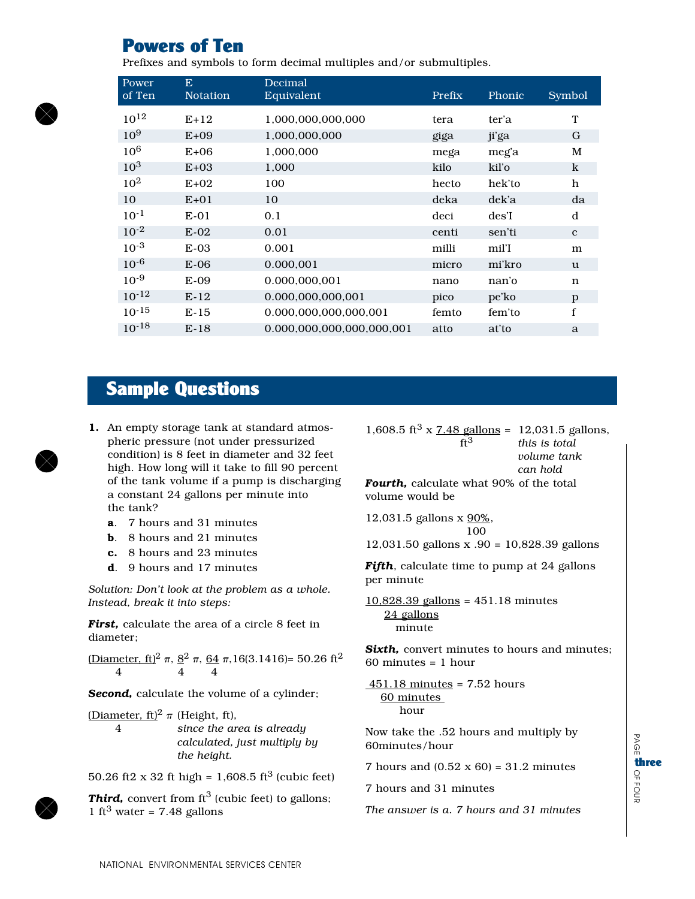## Powers of Ten

Prefixes and symbols to form decimal multiples and/or submultiples.

| Power of Ten | E Notation | Decimal Equivalent | Prefix | Phonic | Symbol |
|---|---|---|---|---|---|
| $10^{12}$ | E+12 | 1,000,000,000,000 | tera | ter'a | T |
| $10^{9}$ | E+09 | 1,000,000,000 | giga | ji'ga | G |
| $10^{6}$ | E+06 | 1,000,000 | mega | meg'a | M |
| $10^{3}$ | E+03 | 1,000 | kilo | kil'o | k |
| $10^{2}$ | E+02 | 100 | hecto | hek'to | h |
| 10 | E+01 | 10 | deka | dek'a | da |
| $10^{-1}$ | E-01 | 0.1 | deci | des'I | d |
| $10^{-2}$ | E-02 | 0.01 | centi | sen'ti | c |
| $10^{-3}$ | E-03 | 0.001 | milli | mil'I | m |
| $10^{-6}$ | E-06 | 0.000,001 | micro | mi'kro | u |
| $10^{-9}$ | E-09 | 0.000,000,001 | nano | nan'o | n |
| $10^{-12}$ | E-12 | 0.000,000,000,001 | pico | pe'ko | p |
| $10^{-15}$ | E-15 | 0.000,000,000,000,001 | femto | fem'to | f |
| $10^{-18}$ | E-18 | 0.000,000,000,000,000,001 | atto | at'to | a |

## Sample Questions

**1.** An empty storage tank at standard atmospheric pressure (not under pressurized condition) is 8 feet in diameter and 32 feet high. How long will it take to fill 90 percent of the tank volume if a pump is discharging a constant 24 gallons per minute into the tank?

- **a.** 7 hours and 31 minutes
- **b.** 8 hours and 21 minutes
- **c.** 8 hours and 23 minutes
- **d.** 9 hours and 17 minutes

*Solution: Don't look at the problem as a whole. Instead, break it into steps:*

***First,*** calculate the area of a circle 8 feet in diameter;

$$\frac{(\text{Diameter, ft})^2}{4}\pi,\ \frac{8^2}{4}\pi,\ \frac{64}{4}\pi, 16(3.1416) = 50.26\ \text{ft}^2$$

***Second,*** calculate the volume of a cylinder;

$$\frac{(\text{Diameter, ft})^2}{4}\pi\ (\text{Height, ft}),$$

*since the area is already calculated, just multiply by the height.*

50.26 ft2 x 32 ft high = 1,608.5 $\text{ft}^3$ (cubic feet)

***Third,*** convert from $\text{ft}^3$ (cubic feet) to gallons; 1 $\text{ft}^3$ water = 7.48 gallons

$$1{,}608.5\ \text{ft}^3 \times \frac{7.48\ \text{gallons}}{\text{ft}^3} = 12{,}031.5\ \text{gallons},$$

*this is total volume tank can hold*

***Fourth,*** calculate what 90% of the total volume would be

$$12{,}031.5\ \text{gallons} \times \frac{90\%}{100},$$

12,031.50 gallons x .90 = 10,828.39 gallons

***Fifth***, calculate time to pump at 24 gallons per minute

$$\frac{10{,}828.39\ \text{gallons}}{\frac{24\ \text{gallons}}{\text{minute}}} = 451.18\ \text{minutes}$$

***Sixth,*** convert minutes to hours and minutes; 60 minutes = 1 hour

$$\frac{451.18\ \text{minutes}}{\frac{60\ \text{minutes}}{\text{hour}}} = 7.52\ \text{hours}$$

Now take the .52 hours and multiply by 60minutes/hour

7 hours and (0.52 x 60) = 31.2 minutes

7 hours and 31 minutes

*The answer is a. 7 hours and 31 minutes*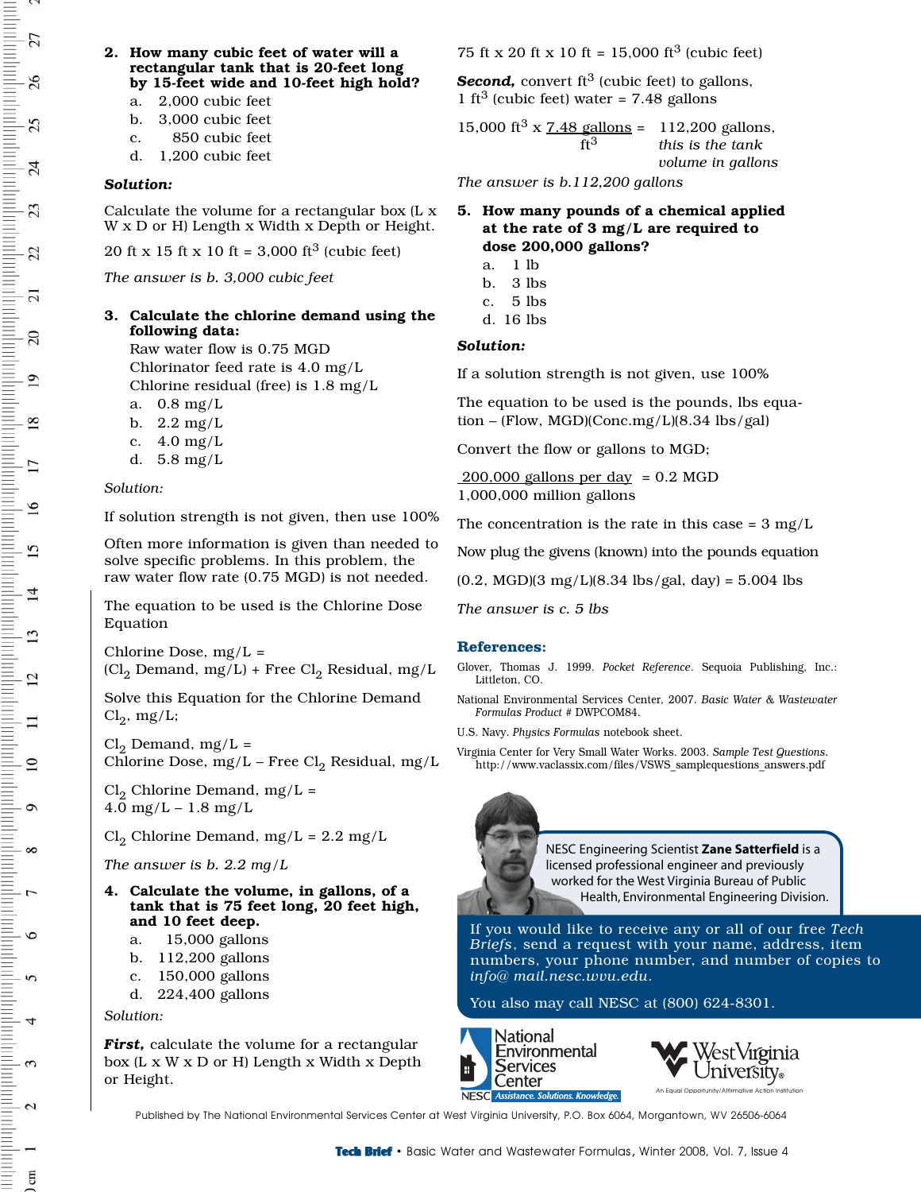**2. How many cubic feet of water will a rectangular tank that is 20-feet long by 15-feet wide and 10-feet high hold?**

a. 2,000 cubic feet
b. 3,000 cubic feet
c. 850 cubic feet
d. 1,200 cubic feet

***Solution:***

Calculate the volume for a rectangular box (L x W x D or H) Length x Depth or Height.

20 ft x 15 ft x 10 ft = 3,000 $ft^3$ (cubic feet)

*The answer is b. 3,000 cubic feet*

**3. Calculate the chlorine demand using the following data:**

Raw water flow is 0.75 MGD
Chlorinator feed rate is 4.0 mg/L
Chlorine residual (free) is 1.8 mg/L

a. 0.8 mg/L
b. 2.2 mg/L
c. 4.0 mg/L
d. 5.8 mg/L

*Solution:*

If solution strength is not given, then use 100%

Often more information is given than needed to solve specific problems. In this problem, the raw water flow rate (0.75 MGD) is not needed.

The equation to be used is the Chlorine Dose Equation

Chlorine Dose, mg/L =
($Cl_2$ Demand, mg/L) + Free $Cl_2$ Residual, mg/L

Solve this Equation for the Chlorine Demand $Cl_2$, mg/L;

$Cl_2$ Demand, mg/L =
Chlorine Dose, mg/L – Free $Cl_2$ Residual, mg/L

$Cl_2$ Chlorine Demand, mg/L =
4.0 mg/L – 1.8 mg/L

$Cl_2$ Chlorine Demand, mg/L = 2.2 mg/L

*The answer is b. 2.2 mg/L*

**4. Calculate the volume, in gallons, of a tank that is 75 feet long, 20 feet high, and 10 feet deep.**

a. 15,000 gallons
b. 112,200 gallons
c. 150,000 gallons
d. 224,400 gallons

*Solution:*

***First,*** calculate the volume for a rectangular box (L x W x D or H) Length x Width x Depth or Height.

75 ft x 20 ft x 10 ft = 15,000 $ft^3$ (cubic feet)

***Second,*** convert $ft^3$ (cubic feet) to gallons, 1 $ft^3$ (cubic feet) water = 7.48 gallons

$15{,}000\ ft^3 \times \frac{7.48\ gallons}{ft^3} =$ 112,200 gallons, *this is the tank volume in gallons*

*The answer is b.112,200 gallons*

**5. How many pounds of a chemical applied at the rate of 3 mg/L are required to dose 200,000 gallons?**

a. 1 lb
b. 3 lbs
c. 5 lbs
d. 16 lbs

***Solution:***

If a solution strength is not given, use 100%

The equation to be used is the pounds, lbs equation – (Flow, MGD)(Conc.mg/L)(8.34 lbs/gal)

Convert the flow or gallons to MGD;

$\frac{200{,}000\ \text{gallons per day}}{1{,}000{,}000\ \text{million gallons}} = 0.2\ \text{MGD}$

The concentration is the rate in this case = 3 mg/L

Now plug the givens (known) into the pounds equation

(0.2, MGD)(3 mg/L)(8.34 lbs/gal, day) = 5.004 lbs

*The answer is c. 5 lbs*

## References:

Glover, Thomas J. 1999. *Pocket Reference*. Sequoia Publishing, Inc.: Littleton, CO.

National Environmental Services Center, 2007. *Basic Water & Wastewater Formulas Product* # DWPCOM84.

U.S. Navy. *Physics Formulas* notebook sheet.

Virginia Center for Very Small Water Works. 2003. *Sample Test Questions*. http://www.vaclassix.com/files/VSWS_samplequestions_answers.pdf

NESC Engineering Scientist **Zane Satterfield** is a licensed professional engineer and previously worked for the West Virginia Bureau of Public Health, Environmental Engineering Division.

If you would like to receive any or all of our free *Tech Briefs*, send a request with your name, address, item numbers, your phone number, and number of copies to *info@ mail.nesc.wvu.edu*.

You also may call NESC at (800) 624-8301.

National Environmental Services Center — NESC Assistance. Solutions. Knowledge.

West Virginia University — An Equal Opportunity/Affirmative Action Institution

Published by The National Environmental Services Center at West Virginia University, P.O. Box 6064, Morgantown, WV 26506-6064